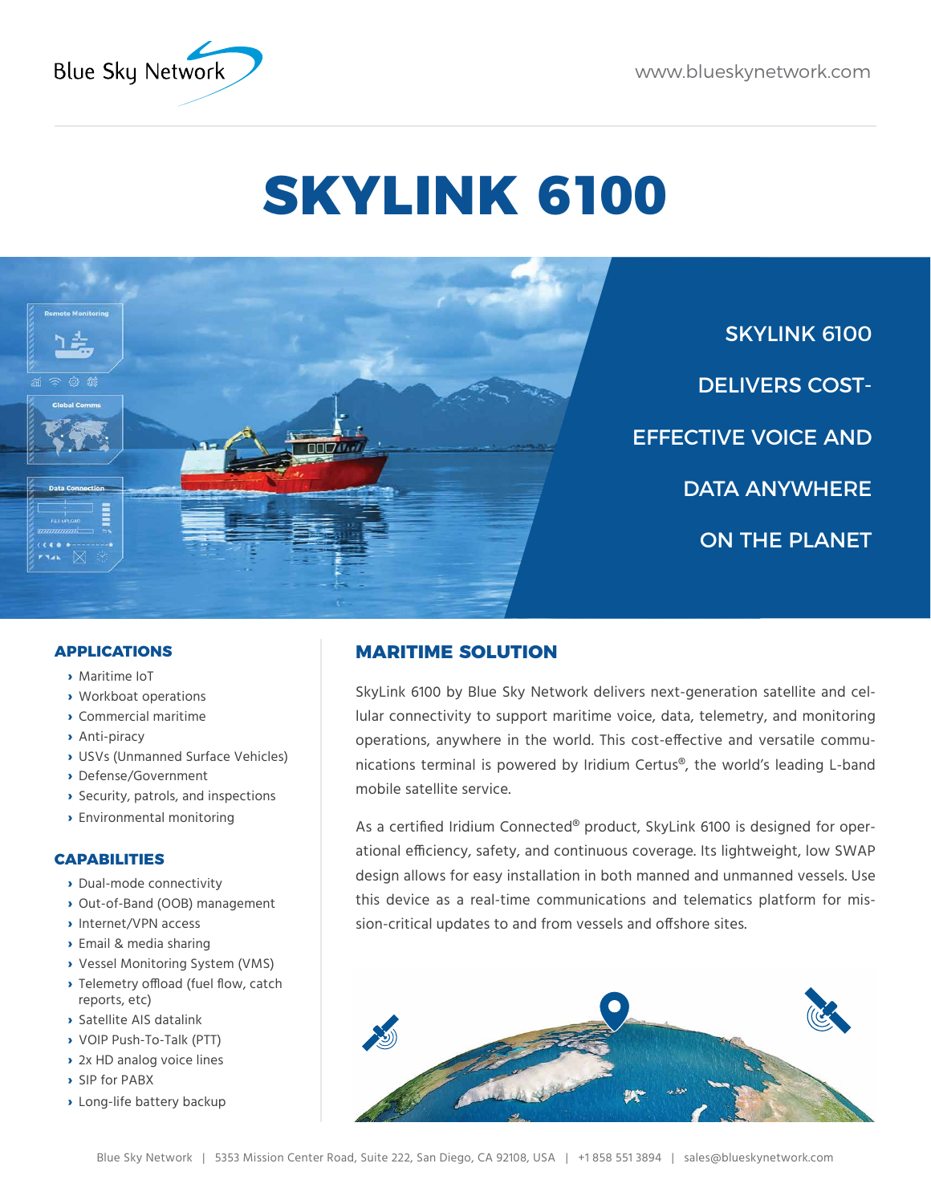# SKYLINK 6100

SKYLINK 6100 DELIVERS COST-EFFECTIVE VOICE AND DATA ANYWHERE ON THE PLANET

## APPLICATIONS

- Maritime IoT
- Workboat operations
- Commercial maritime
- Anti-piracy
- USVs (Unmanned Surface Vehicles)
- Defense/Government
- Security, patrols, and inspections
- Environmental monitoring

## CAPABILITIES

- Dual-mode connectivity
- Out-of-Band (OOB) management
- Internet/VPN access
- Email & media sharing
- Vessel Monitoring System (VMS)
- Telemetry offload (fuel flow, catch reports, etc)
- Satellite AIS datalink
- VOIP Push-To-Talk (PTT)
- 2x HD analog voice lines
- SIP for PABX
- Long-life battery backup

## MARITIME SOLUTION

SkyLink 6100 by Blue Sky Network delivers next-generation satellite and cellular connectivity to support maritime voice, data, telemetry, and monitoring operations, anywhere in the world. This cost-effective and versatile communications terminal is powered by Iridium Certus®, the world's leading L-band mobile satellite service.

As a certified Iridium Connected® product, SkyLink 6100 is designed for operational efficiency, safety, and continuous coverage. Its lightweight, low SWAP design allows for easy installation in both manned and unmanned vessels. Use this device as a real-time communications and telematics platform for mission-critical updates to and from vessels and offshore sites.

Blue Sky Network | 5353 Mission Center Road, Suite 222, San Diego, CA 92108, USA | +1 858 551 3894 | sales@blueskynetwork.com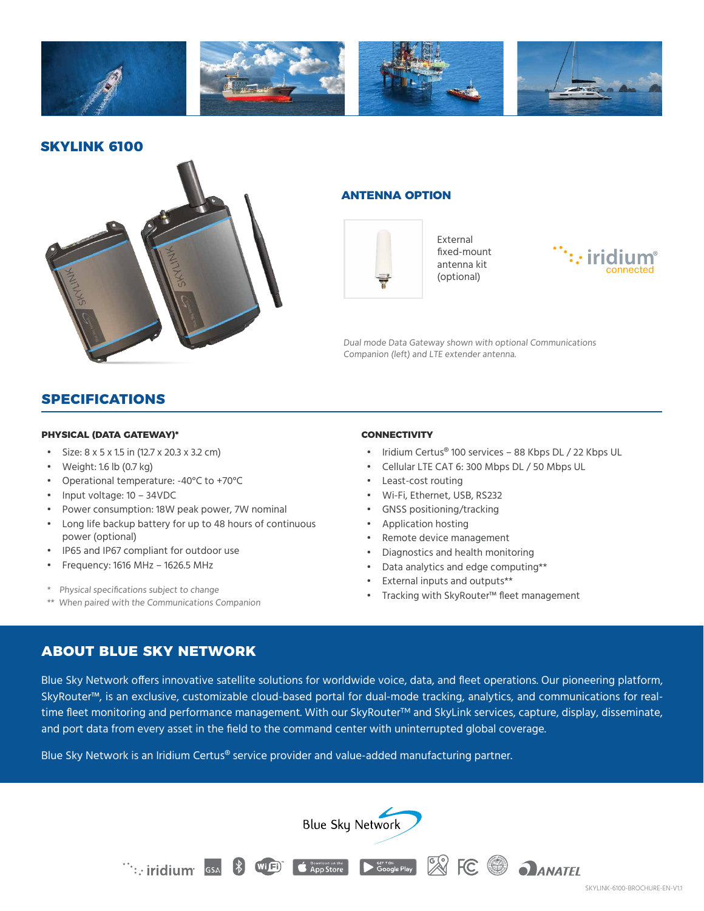## SKYLINK 6100

### ANTENNA OPTION

External fixed-mount antenna kit (optional)

*Dual mode Data Gateway shown with optional Communications Companion (left) and LTE extender antenna.*

## SPECIFICATIONS

### PHYSICAL (DATA GATEWAY)*

- Size: 8 x 5 x 1.5 in (12.7 x 20.3 x 3.2 cm)
- Weight: 1.6 lb (0.7 kg)
- Operational temperature: -40°C to +70°C
- Input voltage: 10 – 34VDC
- Power consumption: 18W peak power, 7W nominal
- Long life backup battery for up to 48 hours of continuous power (optional)
- IP65 and IP67 compliant for outdoor use
- Frequency: 1616 MHz – 1626.5 MHz

*\* Physical specifications subject to change*
*\*\* When paired with the Communications Companion*

### CONNECTIVITY

- Iridium Certus® 100 services – 88 Kbps DL / 22 Kbps UL
- Cellular LTE CAT 6: 300 Mbps DL / 50 Mbps UL
- Least-cost routing
- Wi-Fi, Ethernet, USB, RS232
- GNSS positioning/tracking
- Application hosting
- Remote device management
- Diagnostics and health monitoring
- Data analytics and edge computing**
- External inputs and outputs**
- Tracking with SkyRouter™ fleet management

## ABOUT BLUE SKY NETWORK

Blue Sky Network offers innovative satellite solutions for worldwide voice, data, and fleet operations. Our pioneering platform, SkyRouter™, is an exclusive, customizable cloud-based portal for dual-mode tracking, analytics, and communications for real-time fleet monitoring and performance management. With our SkyRouter™ and SkyLink services, capture, display, disseminate, and port data from every asset in the field to the command center with uninterrupted global coverage.

Blue Sky Network is an Iridium Certus® service provider and value-added manufacturing partner.

SKYLINK-6100-BROCHURE-EN-V1.1